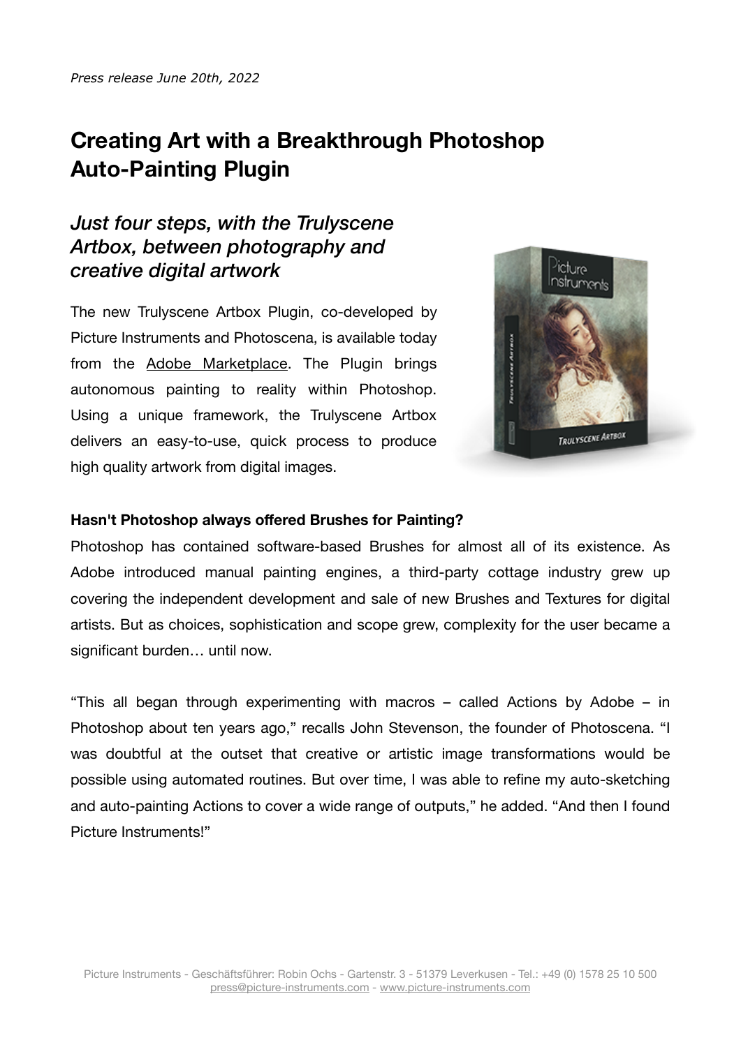*Press release June 20th, 2022*

# Creating Art with a Breakthrough Photoshop Auto-Painting Plugin

## *Just four steps, with the Trulyscene Artbox, between photography and creative digital artwork*

The new Trulyscene Artbox Plugin, co-developed by Picture Instruments and Photoscena, is available today from the Adobe Marketplace. The Plugin brings autonomous painting to reality within Photoshop. Using a unique framework, the Trulyscene Artbox delivers an easy-to-use, quick process to produce high quality artwork from digital images.

**Hasn't Photoshop always offered Brushes for Painting?**

Photoshop has contained software-based Brushes for almost all of its existence. As Adobe introduced manual painting engines, a third-party cottage industry grew up covering the independent development and sale of new Brushes and Textures for digital artists. But as choices, sophistication and scope grew, complexity for the user became a significant burden… until now.

"This all began through experimenting with macros – called Actions by Adobe – in Photoshop about ten years ago," recalls John Stevenson, the founder of Photoscena. "I was doubtful at the outset that creative or artistic image transformations would be possible using automated routines. But over time, I was able to refine my auto-sketching and auto-painting Actions to cover a wide range of outputs," he added. "And then I found Picture Instruments!"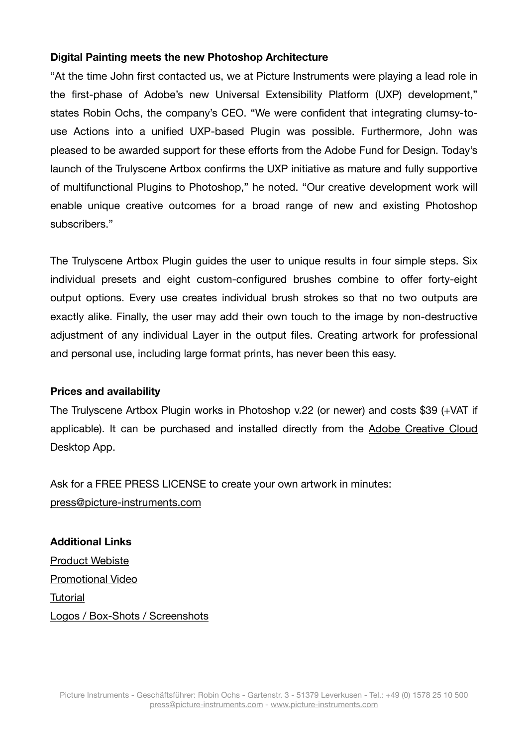**Digital Painting meets the new Photoshop Architecture**

"At the time John first contacted us, we at Picture Instruments were playing a lead role in the first-phase of Adobe's new Universal Extensibility Platform (UXP) development," states Robin Ochs, the company's CEO. "We were confident that integrating clumsy-to-use Actions into a unified UXP-based Plugin was possible. Furthermore, John was pleased to be awarded support for these efforts from the Adobe Fund for Design. Today's launch of the Trulyscene Artbox confirms the UXP initiative as mature and fully supportive of multifunctional Plugins to Photoshop," he noted. "Our creative development work will enable unique creative outcomes for a broad range of new and existing Photoshop subscribers."

The Trulyscene Artbox Plugin guides the user to unique results in four simple steps. Six individual presets and eight custom-configured brushes combine to offer forty-eight output options. Every use creates individual brush strokes so that no two outputs are exactly alike. Finally, the user may add their own touch to the image by non-destructive adjustment of any individual Layer in the output files. Creating artwork for professional and personal use, including large format prints, has never been this easy.

**Prices and availability**

The Trulyscene Artbox Plugin works in Photoshop v.22 (or newer) and costs $39 (+VAT if applicable). It can be purchased and installed directly from the Adobe Creative Cloud Desktop App.

Ask for a FREE PRESS LICENSE to create your own artwork in minutes:
press@picture-instruments.com

**Additional Links**

Product Webiste
Promotional Video
Tutorial
Logos / Box-Shots / Screenshots

Picture Instruments - Geschäftsführer: Robin Ochs - Gartenstr. 3 - 51379 Leverkusen - Tel.: +49 (0) 1578 25 10 500
press@picture-instruments.com - www.picture-instruments.com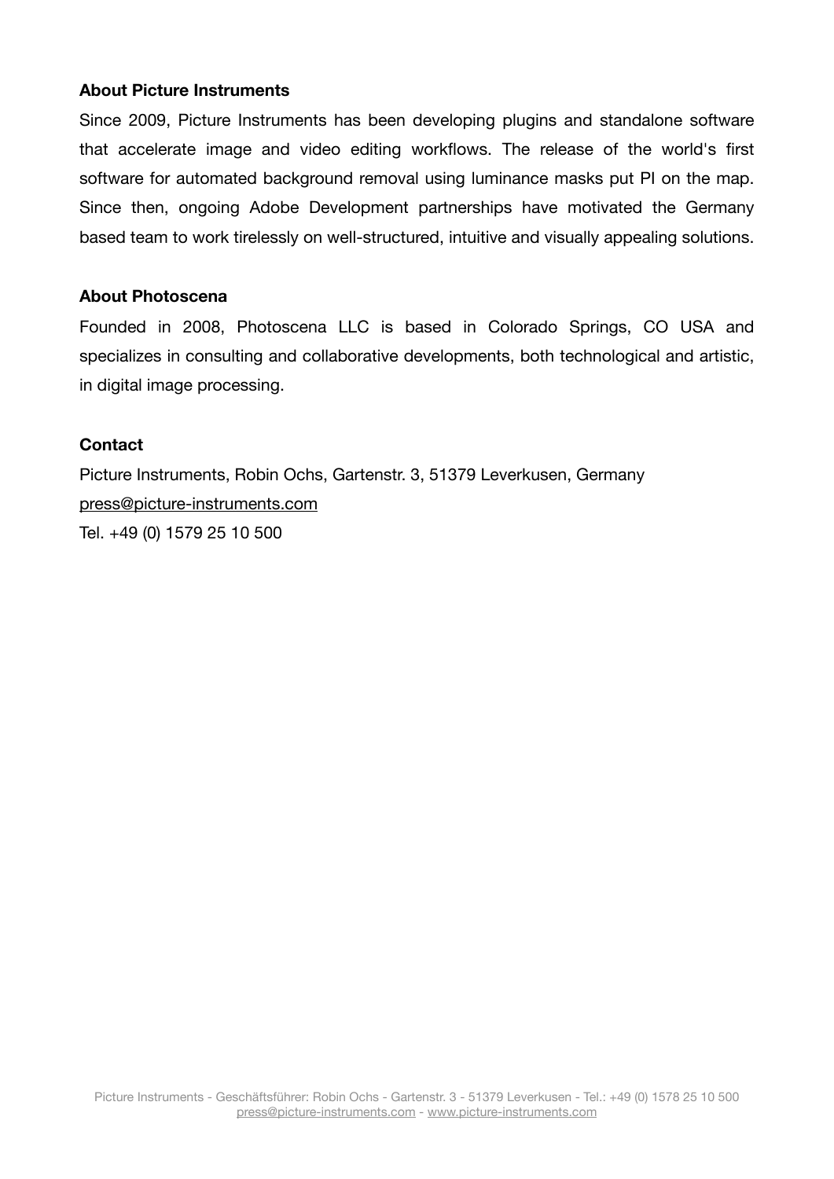**About Picture Instruments**

Since 2009, Picture Instruments has been developing plugins and standalone software that accelerate image and video editing workflows. The release of the world's first software for automated background removal using luminance masks put PI on the map. Since then, ongoing Adobe Development partnerships have motivated the Germany based team to work tirelessly on well-structured, intuitive and visually appealing solutions.

**About Photoscena**

Founded in 2008, Photoscena LLC is based in Colorado Springs, CO USA and specializes in consulting and collaborative developments, both technological and artistic, in digital image processing.

**Contact**

Picture Instruments, Robin Ochs, Gartenstr. 3, 51379 Leverkusen, Germany
press@picture-instruments.com
Tel. +49 (0) 1579 25 10 500